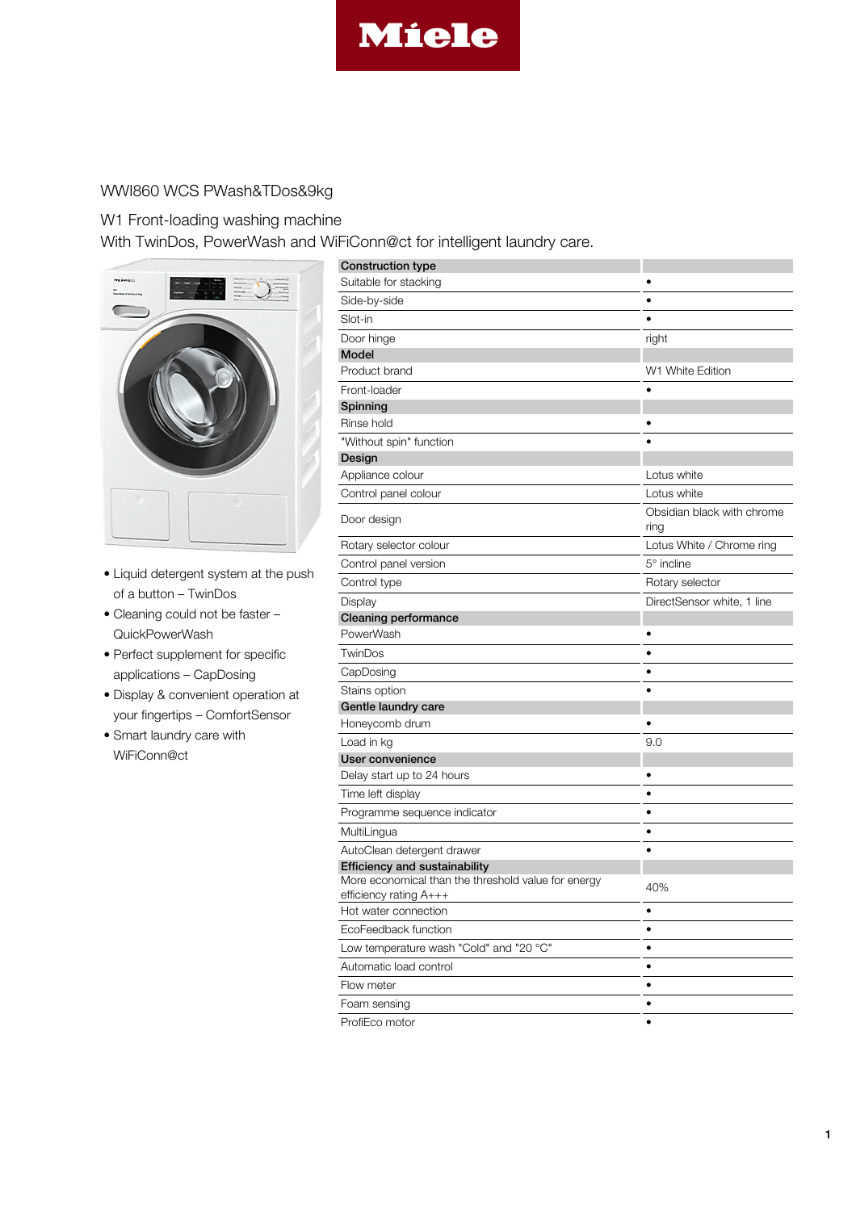Miele

WWI860 WCS PWash&TDos&9kg

W1 Front-loading washing machine
With TwinDos, PowerWash and WiFiConn@ct for intelligent laundry care.

- Liquid detergent system at the push of a button – TwinDos
- Cleaning could not be faster – QuickPowerWash
- Perfect supplement for specific applications – CapDosing
- Display & convenient operation at your fingertips – ComfortSensor
- Smart laundry care with WiFiConn@ct

| **Construction type** | |
|---|---|
| Suitable for stacking | • |
| Side-by-side | • |
| Slot-in | • |
| Door hinge | right |
| **Model** | |
| Product brand | W1 White Edition |
| Front-loader | • |
| **Spinning** | |
| Rinse hold | • |
| "Without spin" function | • |
| **Design** | |
| Appliance colour | Lotus white |
| Control panel colour | Lotus white |
| Door design | Obsidian black with chrome ring |
| Rotary selector colour | Lotus White / Chrome ring |
| Control panel version | 5° incline |
| Control type | Rotary selector |
| Display | DirectSensor white, 1 line |
| **Cleaning performance** | |
| PowerWash | • |
| TwinDos | • |
| CapDosing | • |
| Stains option | • |
| **Gentle laundry care** | |
| Honeycomb drum | • |
| Load in kg | 9.0 |
| **User convenience** | |
| Delay start up to 24 hours | • |
| Time left display | • |
| Programme sequence indicator | • |
| MultiLingua | • |
| AutoClean detergent drawer | • |
| **Efficiency and sustainability** | |
| More economical than the threshold value for energy efficiency rating A+++ | 40% |
| Hot water connection | • |
| EcoFeedback function | • |
| Low temperature wash "Cold" and "20 °C" | • |
| Automatic load control | • |
| Flow meter | • |
| Foam sensing | • |
| ProfiEco motor | • |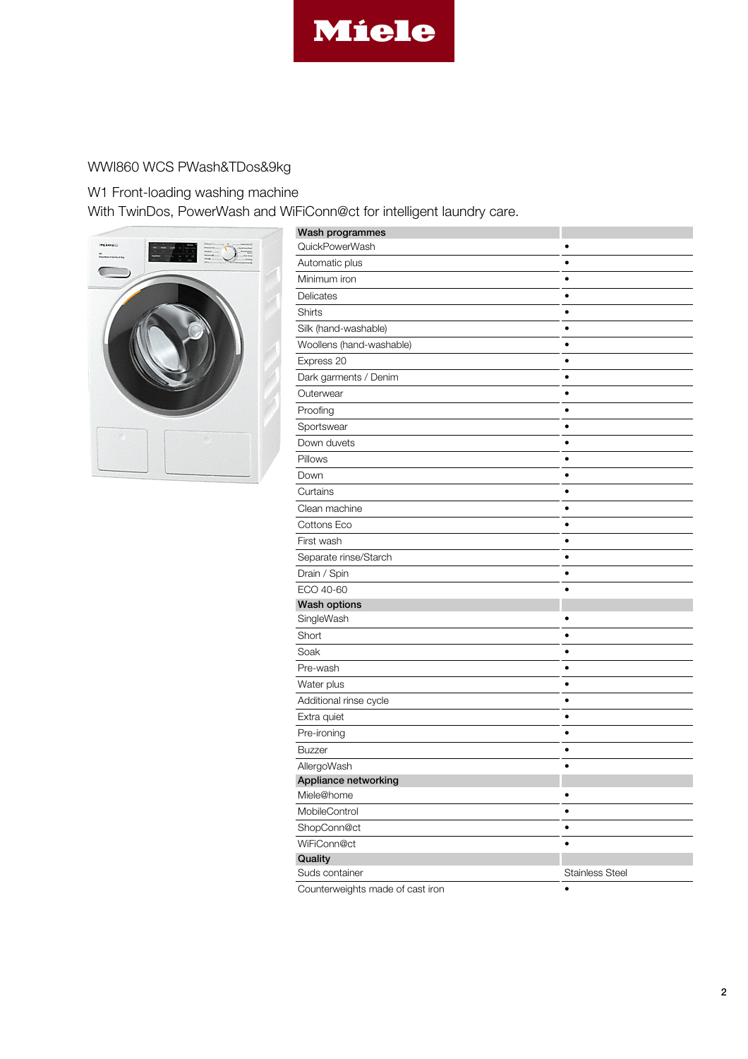Miele

WWI860 WCS PWash&TDos&9kg

W1 Front-loading washing machine
With TwinDos, PowerWash and WiFiConn@ct for intelligent laundry care.

| **Wash programmes** | |
|---|---|
| QuickPowerWash | • |
| Automatic plus | • |
| Minimum iron | • |
| Delicates | • |
| Shirts | • |
| Silk (hand-washable) | • |
| Woollens (hand-washable) | • |
| Express 20 | • |
| Dark garments / Denim | • |
| Outerwear | • |
| Proofing | • |
| Sportswear | • |
| Down duvets | • |
| Pillows | • |
| Down | • |
| Curtains | • |
| Clean machine | • |
| Cottons Eco | • |
| First wash | • |
| Separate rinse/Starch | • |
| Drain / Spin | • |
| ECO 40-60 | • |
| **Wash options** | |
| SingleWash | • |
| Short | • |
| Soak | • |
| Pre-wash | • |
| Water plus | • |
| Additional rinse cycle | • |
| Extra quiet | • |
| Pre-ironing | • |
| Buzzer | • |
| AllergoWash | • |
| **Appliance networking** | |
| Miele@home | • |
| MobileControl | • |
| ShopConn@ct | • |
| WiFiConn@ct | • |
| **Quality** | |
| Suds container | Stainless Steel |
| Counterweights made of cast iron | • |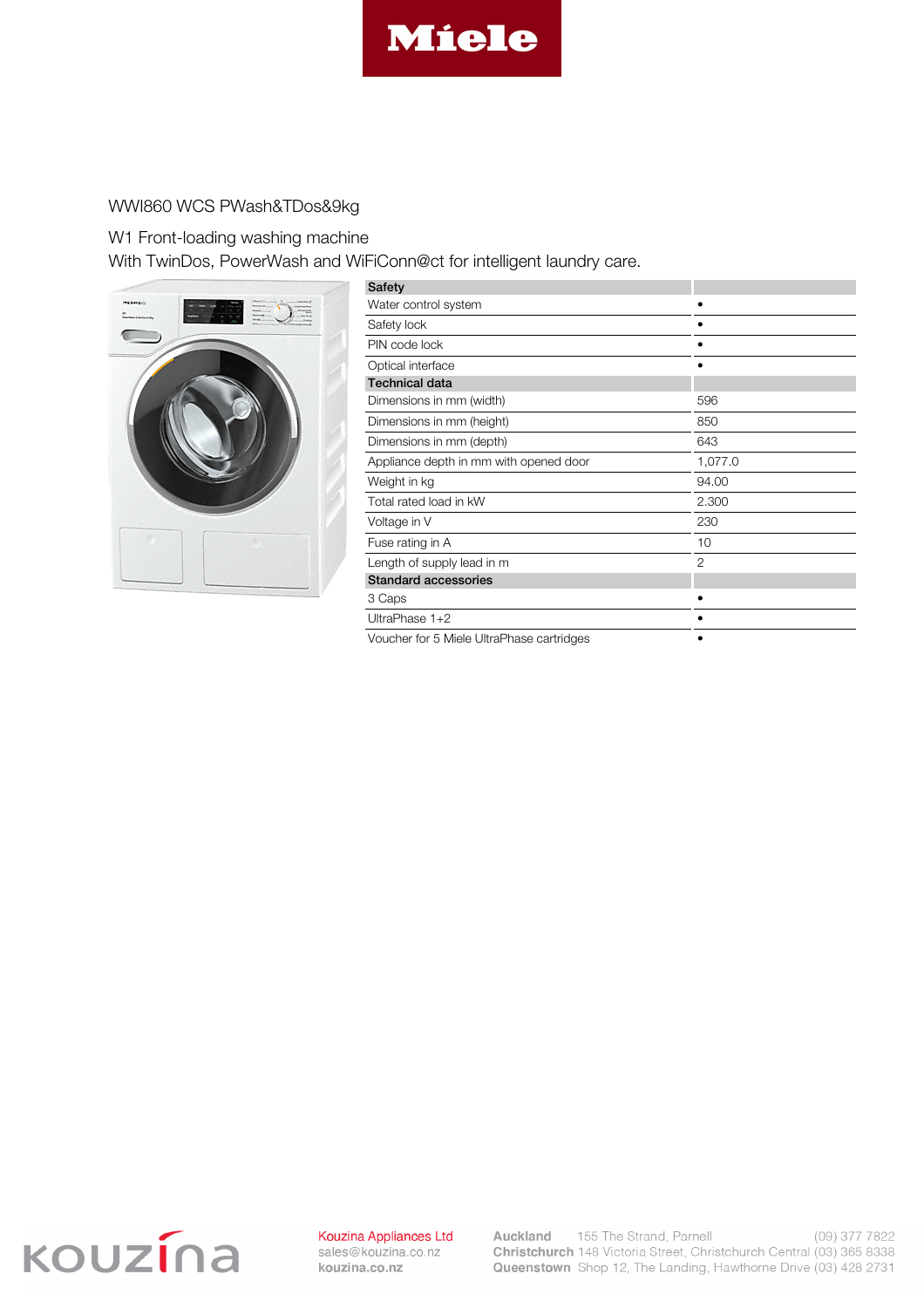WWI860 WCS PWash&TDos&9kg

W1 Front-loading washing machine
With TwinDos, PowerWash and WiFiConn@ct for intelligent laundry care.

| | |
|---|---|
| **Safety** | |
| Water control system | • |
| Safety lock | • |
| PIN code lock | • |
| Optical interface | • |
| **Technical data** | |
| Dimensions in mm (width) | 596 |
| Dimensions in mm (height) | 850 |
| Dimensions in mm (depth) | 643 |
| Appliance depth in mm with opened door | 1,077.0 |
| Weight in kg | 94.00 |
| Total rated load in kW | 2.300 |
| Voltage in V | 230 |
| Fuse rating in A | 10 |
| Length of supply lead in m | 2 |
| **Standard accessories** | |
| 3 Caps | • |
| UltraPhase 1+2 | • |
| Voucher for 5 Miele UltraPhase cartridges | • |